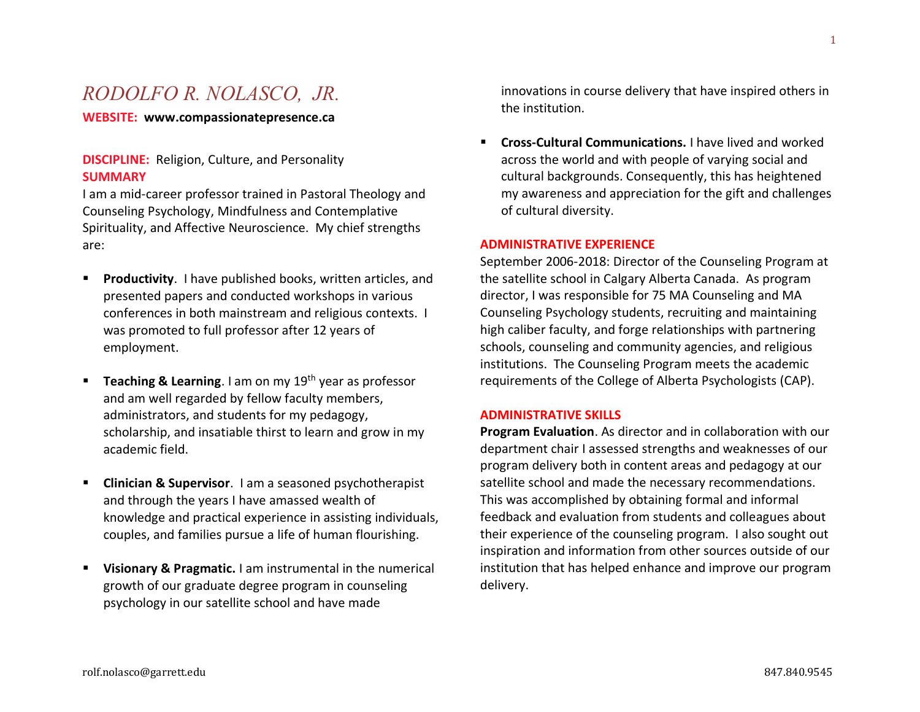# *RODOLFO R. NOLASCO, JR.*

**WEBSITE: www.compassionatepresence.ca**

**DISCIPLINE:** Religion, Culture, and Personality

**SUMMARY**

I am a mid-career professor trained in Pastoral Theology and Counseling Psychology, Mindfulness and Contemplative Spirituality, and Affective Neuroscience. My chief strengths are:

- **Productivity**. I have published books, written articles, and presented papers and conducted workshops in various conferences in both mainstream and religious contexts. I was promoted to full professor after 12 years of employment.

- **Teaching & Learning**. I am on my 19th year as professor and am well regarded by fellow faculty members, administrators, and students for my pedagogy, scholarship, and insatiable thirst to learn and grow in my academic field.

- **Clinician & Supervisor**. I am a seasoned psychotherapist and through the years I have amassed wealth of knowledge and practical experience in assisting individuals, couples, and families pursue a life of human flourishing.

- **Visionary & Pragmatic.** I am instrumental in the numerical growth of our graduate degree program in counseling psychology in our satellite school and have made innovations in course delivery that have inspired others in the institution.

- **Cross-Cultural Communications.** I have lived and worked across the world and with people of varying social and cultural backgrounds. Consequently, this has heightened my awareness and appreciation for the gift and challenges of cultural diversity.

**ADMINISTRATIVE EXPERIENCE**

September 2006-2018: Director of the Counseling Program at the satellite school in Calgary Alberta Canada. As program director, I was responsible for 75 MA Counseling and MA Counseling Psychology students, recruiting and maintaining high caliber faculty, and forge relationships with partnering schools, counseling and community agencies, and religious institutions. The Counseling Program meets the academic requirements of the College of Alberta Psychologists (CAP).

**ADMINISTRATIVE SKILLS**

**Program Evaluation**. As director and in collaboration with our department chair I assessed strengths and weaknesses of our program delivery both in content areas and pedagogy at our satellite school and made the necessary recommendations. This was accomplished by obtaining formal and informal feedback and evaluation from students and colleagues about their experience of the counseling program. I also sought out inspiration and information from other sources outside of our institution that has helped enhance and improve our program delivery.

rolf.nolasco@garrett.edu 847.840.9545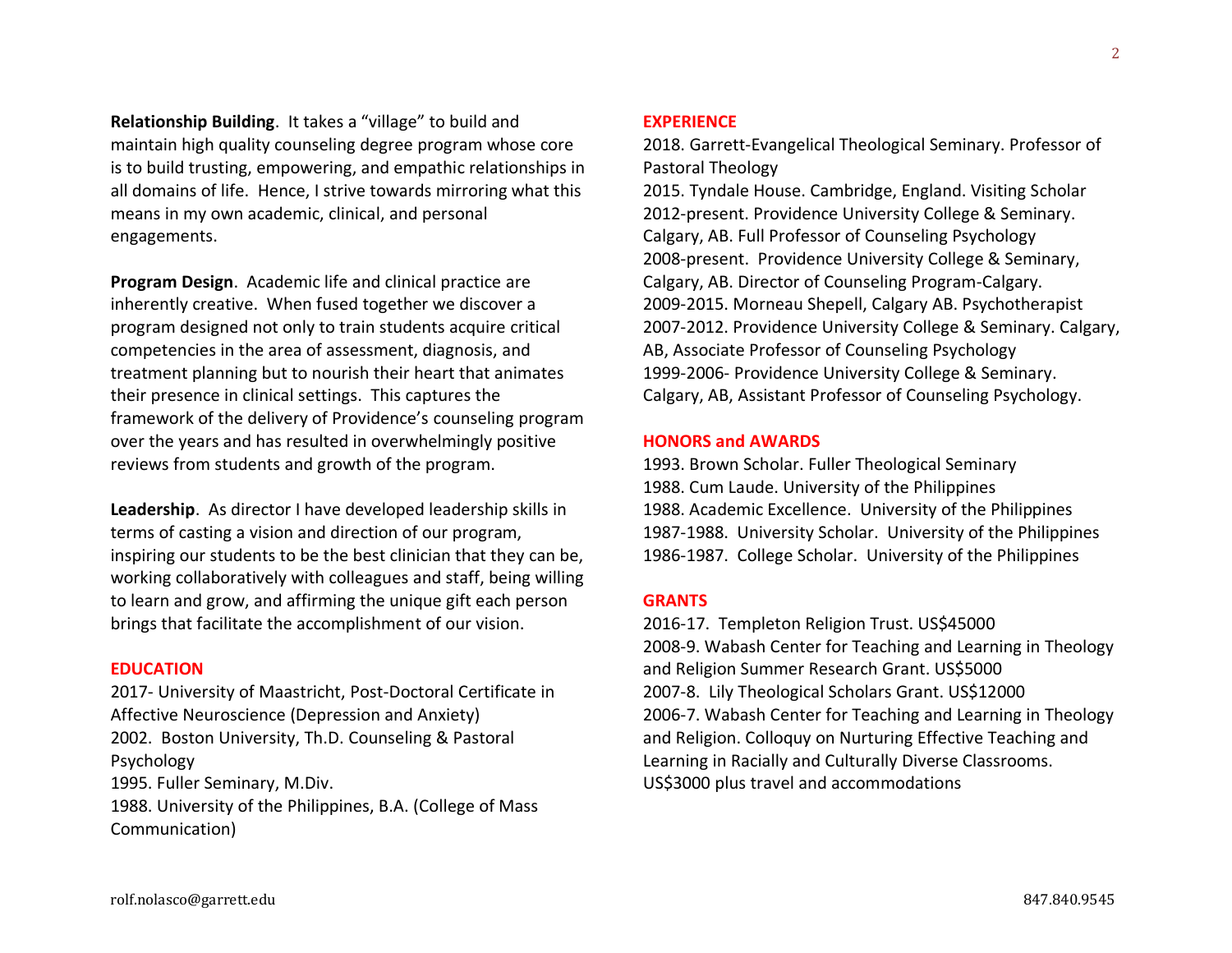**Relationship Building**. It takes a "village" to build and maintain high quality counseling degree program whose core is to build trusting, empowering, and empathic relationships in all domains of life. Hence, I strive towards mirroring what this means in my own academic, clinical, and personal engagements.

**Program Design**. Academic life and clinical practice are inherently creative. When fused together we discover a program designed not only to train students acquire critical competencies in the area of assessment, diagnosis, and treatment planning but to nourish their heart that animates their presence in clinical settings. This captures the framework of the delivery of Providence's counseling program over the years and has resulted in overwhelmingly positive reviews from students and growth of the program.

**Leadership**. As director I have developed leadership skills in terms of casting a vision and direction of our program, inspiring our students to be the best clinician that they can be, working collaboratively with colleagues and staff, being willing to learn and grow, and affirming the unique gift each person brings that facilitate the accomplishment of our vision.

## EDUCATION

2017- University of Maastricht, Post-Doctoral Certificate in Affective Neuroscience (Depression and Anxiety)
2002. Boston University, Th.D. Counseling & Pastoral Psychology
1995. Fuller Seminary, M.Div.
1988. University of the Philippines, B.A. (College of Mass Communication)

## EXPERIENCE

2018. Garrett-Evangelical Theological Seminary. Professor of Pastoral Theology
2015. Tyndale House. Cambridge, England. Visiting Scholar
2012-present. Providence University College & Seminary. Calgary, AB. Full Professor of Counseling Psychology
2008-present. Providence University College & Seminary, Calgary, AB. Director of Counseling Program-Calgary.
2009-2015. Morneau Shepell, Calgary AB. Psychotherapist
2007-2012. Providence University College & Seminary. Calgary, AB, Associate Professor of Counseling Psychology
1999-2006- Providence University College & Seminary. Calgary, AB, Assistant Professor of Counseling Psychology.

## HONORS and AWARDS

1993. Brown Scholar. Fuller Theological Seminary
1988. Cum Laude. University of the Philippines
1988. Academic Excellence. University of the Philippines
1987-1988. University Scholar. University of the Philippines
1986-1987. College Scholar. University of the Philippines

## GRANTS

2016-17. Templeton Religion Trust. US$45000
2008-9. Wabash Center for Teaching and Learning in Theology and Religion Summer Research Grant. US$5000
2007-8. Lily Theological Scholars Grant. US$12000
2006-7. Wabash Center for Teaching and Learning in Theology and Religion. Colloquy on Nurturing Effective Teaching and Learning in Racially and Culturally Diverse Classrooms. US$3000 plus travel and accommodations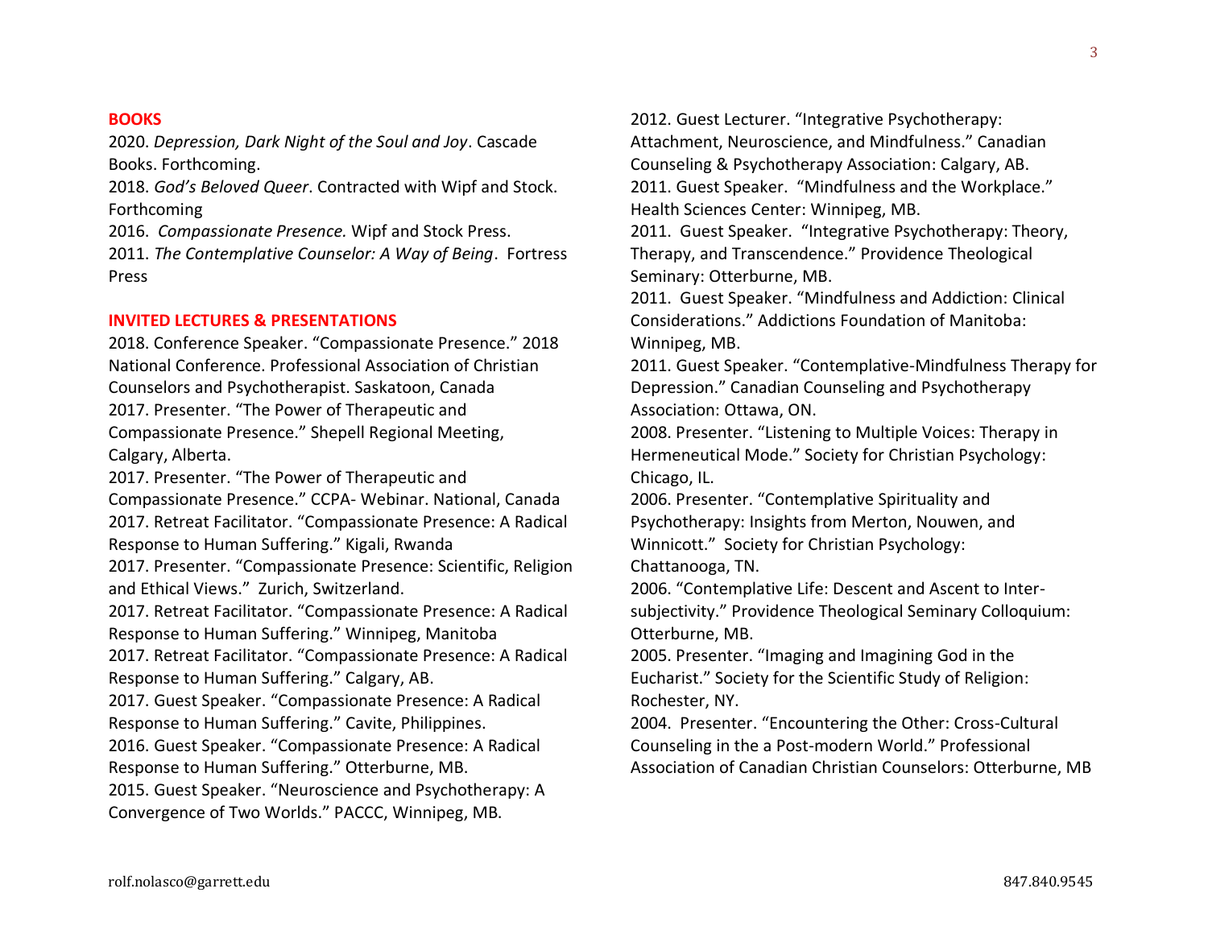## BOOKS

2020. *Depression, Dark Night of the Soul and Joy*. Cascade Books. Forthcoming.

2018. *God's Beloved Queer*. Contracted with Wipf and Stock. Forthcoming

2016. *Compassionate Presence.* Wipf and Stock Press.

2011. *The Contemplative Counselor: A Way of Being*. Fortress Press

## INVITED LECTURES & PRESENTATIONS

2018. Conference Speaker. "Compassionate Presence." 2018 National Conference. Professional Association of Christian Counselors and Psychotherapist. Saskatoon, Canada

2017. Presenter. "The Power of Therapeutic and Compassionate Presence." Shepell Regional Meeting, Calgary, Alberta.

2017. Presenter. "The Power of Therapeutic and Compassionate Presence." CCPA- Webinar. National, Canada

2017. Retreat Facilitator. "Compassionate Presence: A Radical Response to Human Suffering." Kigali, Rwanda

2017. Presenter. "Compassionate Presence: Scientific, Religion and Ethical Views." Zurich, Switzerland.

2017. Retreat Facilitator. "Compassionate Presence: A Radical Response to Human Suffering." Winnipeg, Manitoba

2017. Retreat Facilitator. "Compassionate Presence: A Radical Response to Human Suffering." Calgary, AB.

2017. Guest Speaker. "Compassionate Presence: A Radical Response to Human Suffering." Cavite, Philippines.

2016. Guest Speaker. "Compassionate Presence: A Radical Response to Human Suffering." Otterburne, MB.

2015. Guest Speaker. "Neuroscience and Psychotherapy: A Convergence of Two Worlds." PACCC, Winnipeg, MB.

2012. Guest Lecturer. "Integrative Psychotherapy: Attachment, Neuroscience, and Mindfulness." Canadian Counseling & Psychotherapy Association: Calgary, AB.

2011. Guest Speaker. "Mindfulness and the Workplace." Health Sciences Center: Winnipeg, MB.

2011. Guest Speaker. "Integrative Psychotherapy: Theory, Therapy, and Transcendence." Providence Theological Seminary: Otterburne, MB.

2011. Guest Speaker. "Mindfulness and Addiction: Clinical Considerations." Addictions Foundation of Manitoba: Winnipeg, MB.

2011. Guest Speaker. "Contemplative-Mindfulness Therapy for Depression." Canadian Counseling and Psychotherapy Association: Ottawa, ON.

2008. Presenter. "Listening to Multiple Voices: Therapy in Hermeneutical Mode." Society for Christian Psychology: Chicago, IL.

2006. Presenter. "Contemplative Spirituality and Psychotherapy: Insights from Merton, Nouwen, and Winnicott." Society for Christian Psychology: Chattanooga, TN.

2006. "Contemplative Life: Descent and Ascent to Inter-subjectivity." Providence Theological Seminary Colloquium: Otterburne, MB.

2005. Presenter. "Imaging and Imagining God in the Eucharist." Society for the Scientific Study of Religion: Rochester, NY.

2004. Presenter. "Encountering the Other: Cross-Cultural Counseling in the a Post-modern World." Professional Association of Canadian Christian Counselors: Otterburne, MB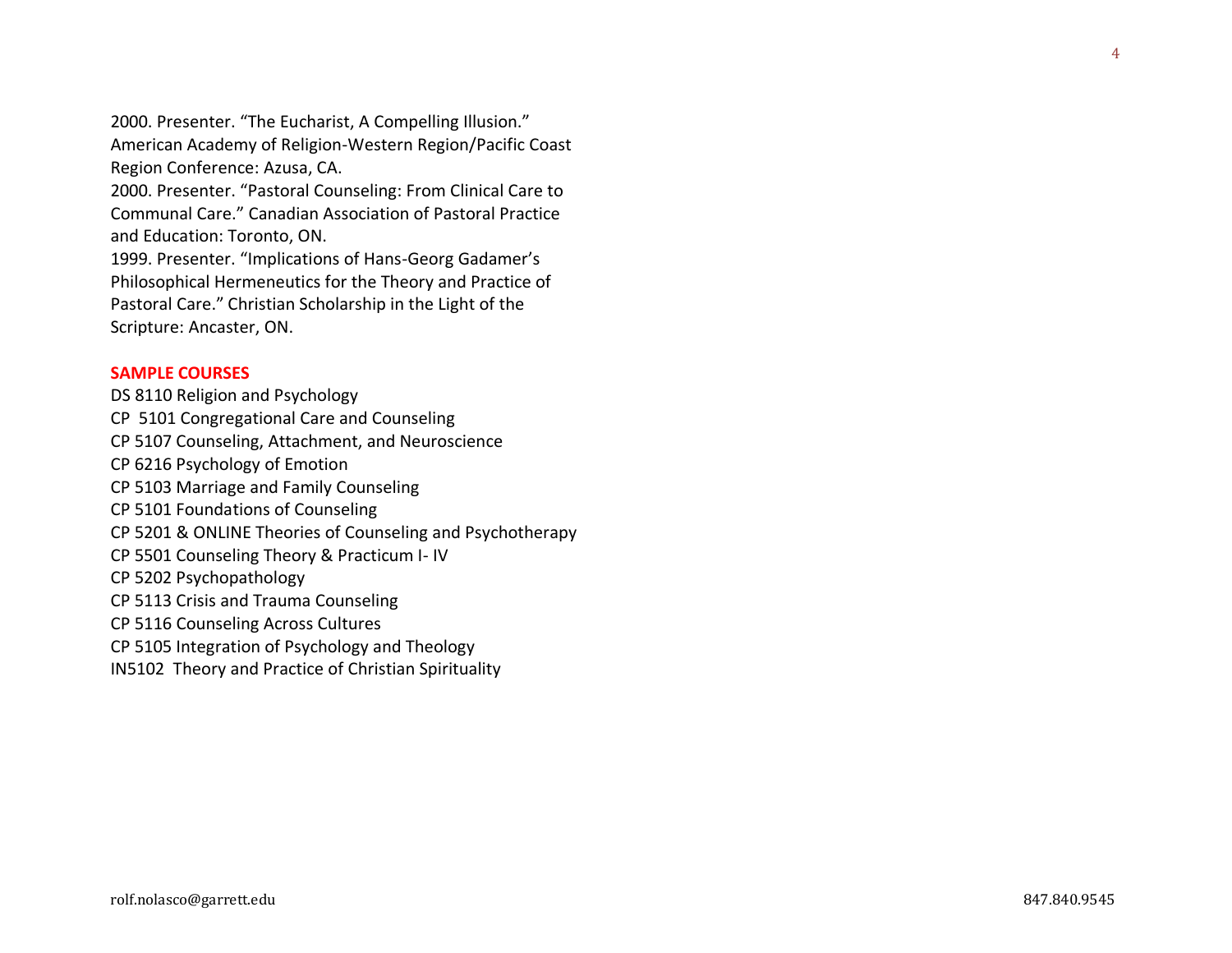2000. Presenter. "The Eucharist, A Compelling Illusion." American Academy of Religion-Western Region/Pacific Coast Region Conference: Azusa, CA.

2000. Presenter. "Pastoral Counseling: From Clinical Care to Communal Care." Canadian Association of Pastoral Practice and Education: Toronto, ON.

1999. Presenter. "Implications of Hans-Georg Gadamer's Philosophical Hermeneutics for the Theory and Practice of Pastoral Care." Christian Scholarship in the Light of the Scripture: Ancaster, ON.

## SAMPLE COURSES

DS 8110 Religion and Psychology
CP 5101 Congregational Care and Counseling
CP 5107 Counseling, Attachment, and Neuroscience
CP 6216 Psychology of Emotion
CP 5103 Marriage and Family Counseling
CP 5101 Foundations of Counseling
CP 5201 & ONLINE Theories of Counseling and Psychotherapy
CP 5501 Counseling Theory & Practicum I- IV
CP 5202 Psychopathology
CP 5113 Crisis and Trauma Counseling
CP 5116 Counseling Across Cultures
CP 5105 Integration of Psychology and Theology
IN5102 Theory and Practice of Christian Spirituality